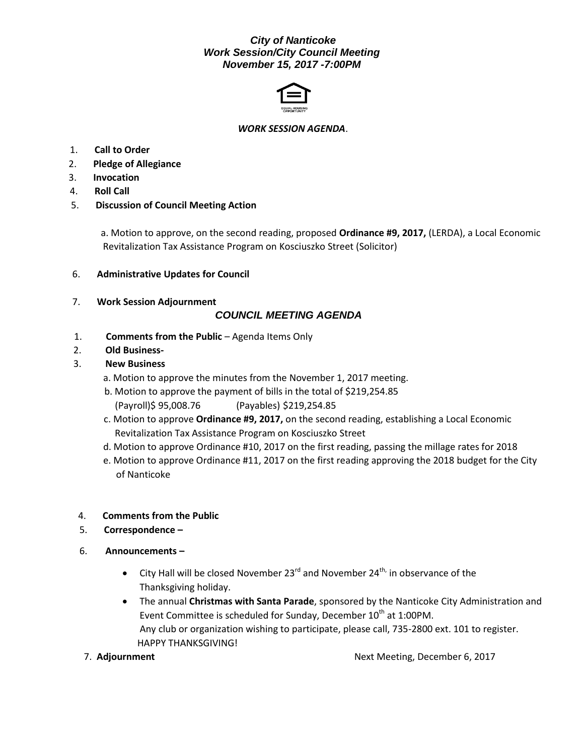***City of Nanticoke***
***Work Session/City Council Meeting***
***November 15, 2017 -7:00PM***

***WORK SESSION AGENDA*.**

1. **Call to Order**
2. **Pledge of Allegiance**
3. **Invocation**
4. **Roll Call**
5. **Discussion of Council Meeting Action**

   a. Motion to approve, on the second reading, proposed **Ordinance #9, 2017,** (LERDA), a Local Economic Revitalization Tax Assistance Program on Kosciuszko Street (Solicitor)

6. **Administrative Updates for Council**
7. **Work Session Adjournment**

## *COUNCIL MEETING AGENDA*

1. **Comments from the Public** – Agenda Items Only
2. **Old Business-**
3. **New Business**
   a. Motion to approve the minutes from the November 1, 2017 meeting.
   b. Motion to approve the payment of bills in the total of $219,254.85
   (Payroll)$ 95,008.76 (Payables) $219,254.85
   c. Motion to approve **Ordinance #9, 2017,** on the second reading, establishing a Local Economic Revitalization Tax Assistance Program on Kosciuszko Street
   d. Motion to approve Ordinance #10, 2017 on the first reading, passing the millage rates for 2018
   e. Motion to approve Ordinance #11, 2017 on the first reading approving the 2018 budget for the City of Nanticoke

4. **Comments from the Public**
5. **Correspondence –**
6. **Announcements –**
   - City Hall will be closed November 23rd and November 24th, in observance of the Thanksgiving holiday.
   - The annual **Christmas with Santa Parade**, sponsored by the Nanticoke City Administration and Event Committee is scheduled for Sunday, December 10th at 1:00PM.
   Any club or organization wishing to participate, please call, 735-2800 ext. 101 to register.
   HAPPY THANKSGIVING!
7. **Adjournment** Next Meeting, December 6, 2017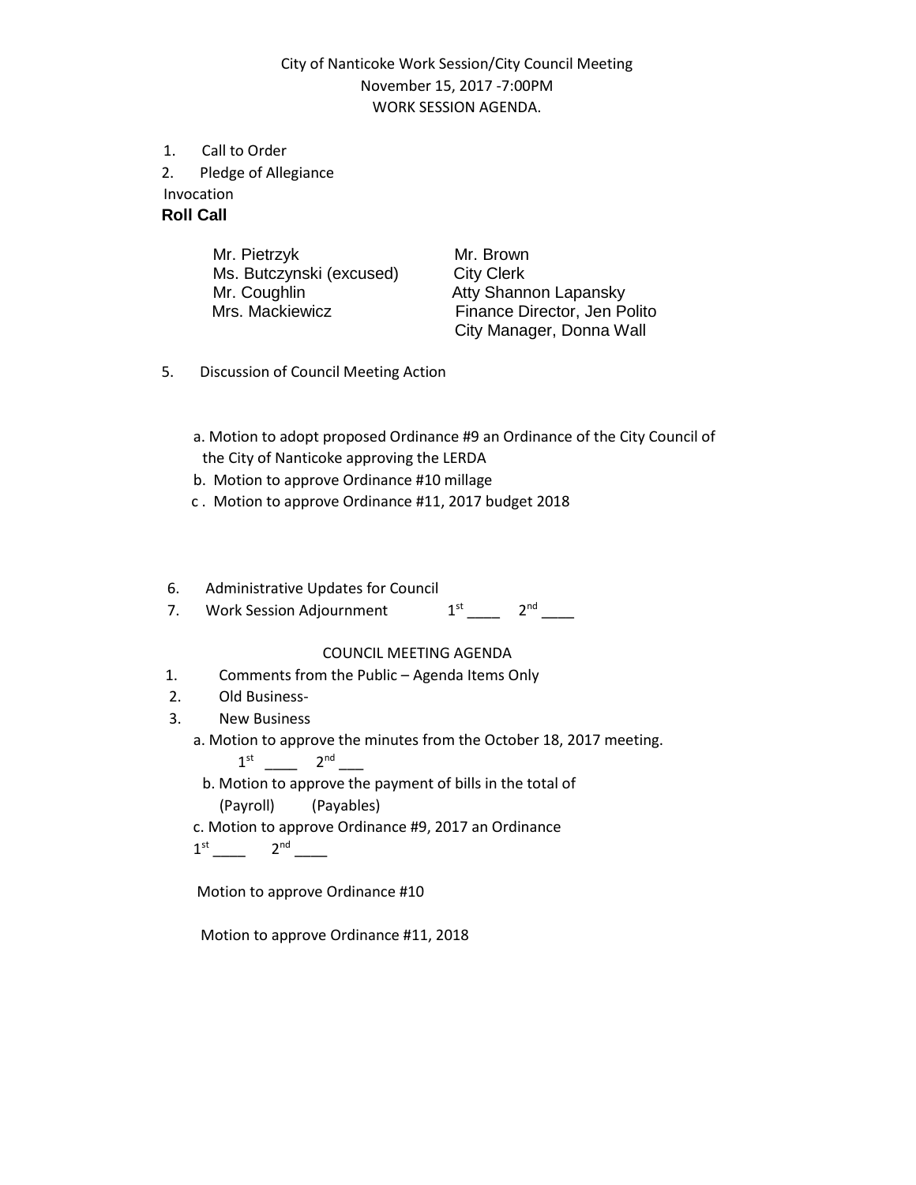City of Nanticoke Work Session/City Council Meeting
November 15, 2017 -7:00PM
WORK SESSION AGENDA.

1. Call to Order
2. Pledge of Allegiance

Invocation

**Roll Call**

| | |
|---|---|
| Mr. Pietrzyk | Mr. Brown |
| Ms. Butczynski (excused) | City Clerk |
| Mr. Coughlin | Atty Shannon Lapansky |
| Mrs. Mackiewicz | Finance Director, Jen Polito |
| | City Manager, Donna Wall |

5. Discussion of Council Meeting Action

   a. Motion to adopt proposed Ordinance #9 an Ordinance of the City Council of the City of Nanticoke approving the LERDA

   b. Motion to approve Ordinance #10 millage

   c . Motion to approve Ordinance #11, 2017 budget 2018

6. Administrative Updates for Council
7. Work Session Adjournment 1st ____ 2nd ____

COUNCIL MEETING AGENDA

1. Comments from the Public – Agenda Items Only
2. Old Business-
3. New Business

   a. Motion to approve the minutes from the October 18, 2017 meeting.

   1st ____ 2nd ___

   b. Motion to approve the payment of bills in the total of

   (Payroll) (Payables)

   c. Motion to approve Ordinance #9, 2017 an Ordinance

   1st ____ 2nd ____

   Motion to approve Ordinance #10

   Motion to approve Ordinance #11, 2018